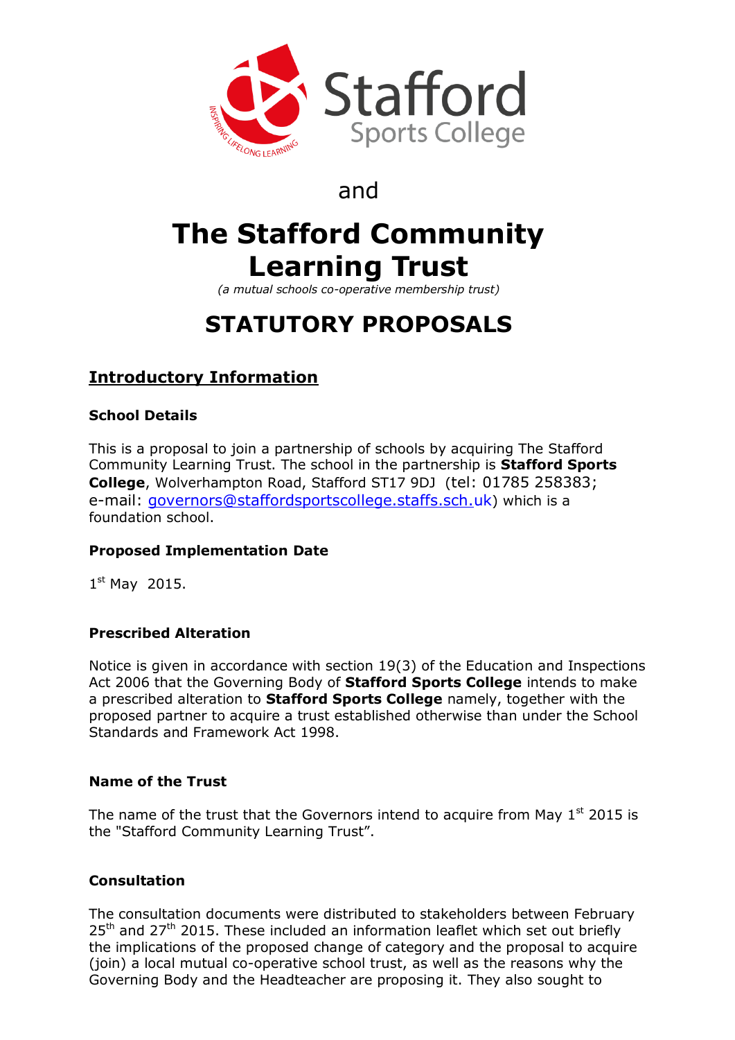Stafford Sports College

and

# The Stafford Community Learning Trust

*(a mutual schools co-operative membership trust)*

# STATUTORY PROPOSALS

## Introductory Information

### School Details

This is a proposal to join a partnership of schools by acquiring The Stafford Community Learning Trust. The school in the partnership is **Stafford Sports College**, Wolverhampton Road, Stafford ST17 9DJ (tel: 01785 258383; e-mail: governors@staffordsportscollege.staffs.sch.uk) which is a foundation school.

### Proposed Implementation Date

1st May 2015.

### Prescribed Alteration

Notice is given in accordance with section 19(3) of the Education and Inspections Act 2006 that the Governing Body of **Stafford Sports College** intends to make a prescribed alteration to **Stafford Sports College** namely, together with the proposed partner to acquire a trust established otherwise than under the School Standards and Framework Act 1998.

### Name of the Trust

The name of the trust that the Governors intend to acquire from May 1st 2015 is the "Stafford Community Learning Trust".

### Consultation

The consultation documents were distributed to stakeholders between February 25th and 27th 2015. These included an information leaflet which set out briefly the implications of the proposed change of category and the proposal to acquire (join) a local mutual co-operative school trust, as well as the reasons why the Governing Body and the Headteacher are proposing it. They also sought to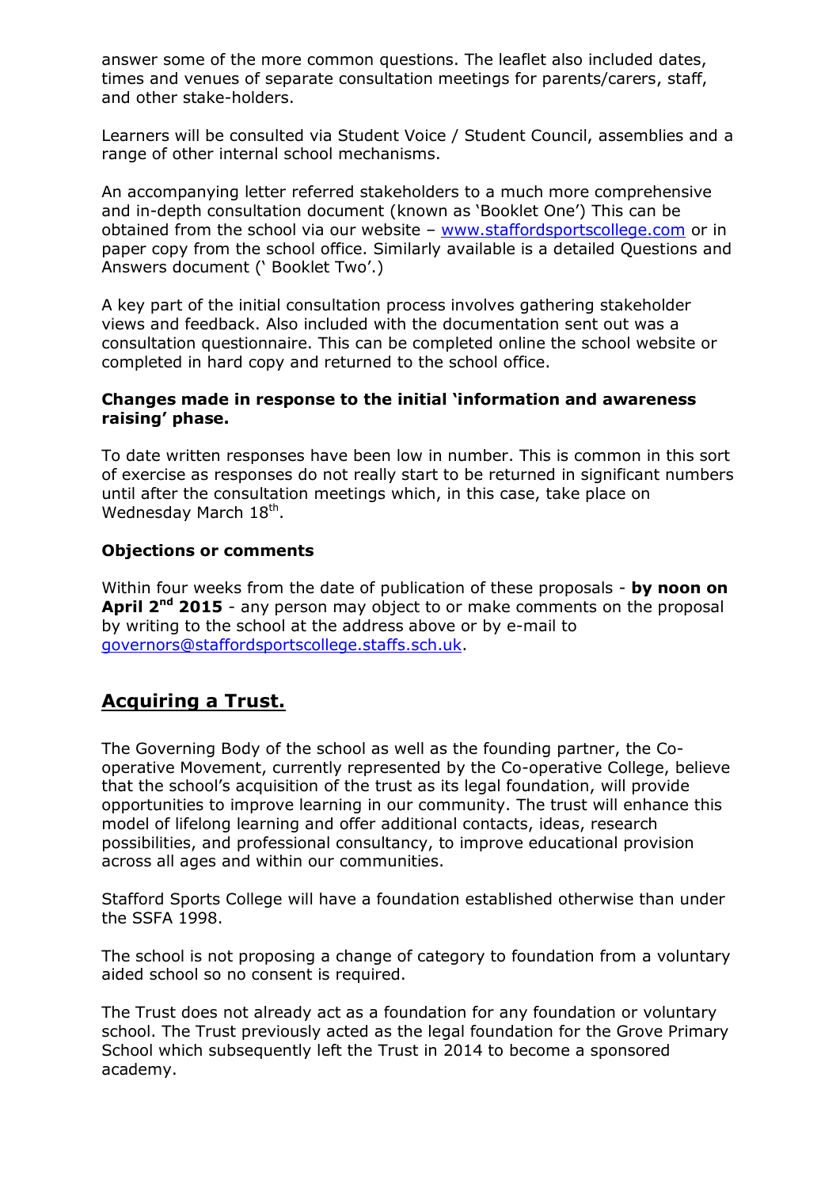answer some of the more common questions. The leaflet also included dates, times and venues of separate consultation meetings for parents/carers, staff, and other stake-holders.

Learners will be consulted via Student Voice / Student Council, assemblies and a range of other internal school mechanisms.

An accompanying letter referred stakeholders to a much more comprehensive and in-depth consultation document (known as 'Booklet One') This can be obtained from the school via our website – [www.staffordsportscollege.com](www.staffordsportscollege.com) or in paper copy from the school office. Similarly available is a detailed Questions and Answers document (' Booklet Two'.)

A key part of the initial consultation process involves gathering stakeholder views and feedback. Also included with the documentation sent out was a consultation questionnaire. This can be completed online the school website or completed in hard copy and returned to the school office.

**Changes made in response to the initial 'information and awareness raising' phase.**

To date written responses have been low in number. This is common in this sort of exercise as responses do not really start to be returned in significant numbers until after the consultation meetings which, in this case, take place on Wednesday March 18th.

**Objections or comments**

Within four weeks from the date of publication of these proposals - **by noon on April 2nd 2015** - any person may object to or make comments on the proposal by writing to the school at the address above or by e-mail to [governors@staffordsportscollege.staffs.sch.uk](mailto:governors@staffordsportscollege.staffs.sch.uk).

## Acquiring a Trust.

The Governing Body of the school as well as the founding partner, the Co-operative Movement, currently represented by the Co-operative College, believe that the school's acquisition of the trust as its legal foundation, will provide opportunities to improve learning in our community. The trust will enhance this model of lifelong learning and offer additional contacts, ideas, research possibilities, and professional consultancy, to improve educational provision across all ages and within our communities.

Stafford Sports College will have a foundation established otherwise than under the SSFA 1998.

The school is not proposing a change of category to foundation from a voluntary aided school so no consent is required.

The Trust does not already act as a foundation for any foundation or voluntary school. The Trust previously acted as the legal foundation for the Grove Primary School which subsequently left the Trust in 2014 to become a sponsored academy.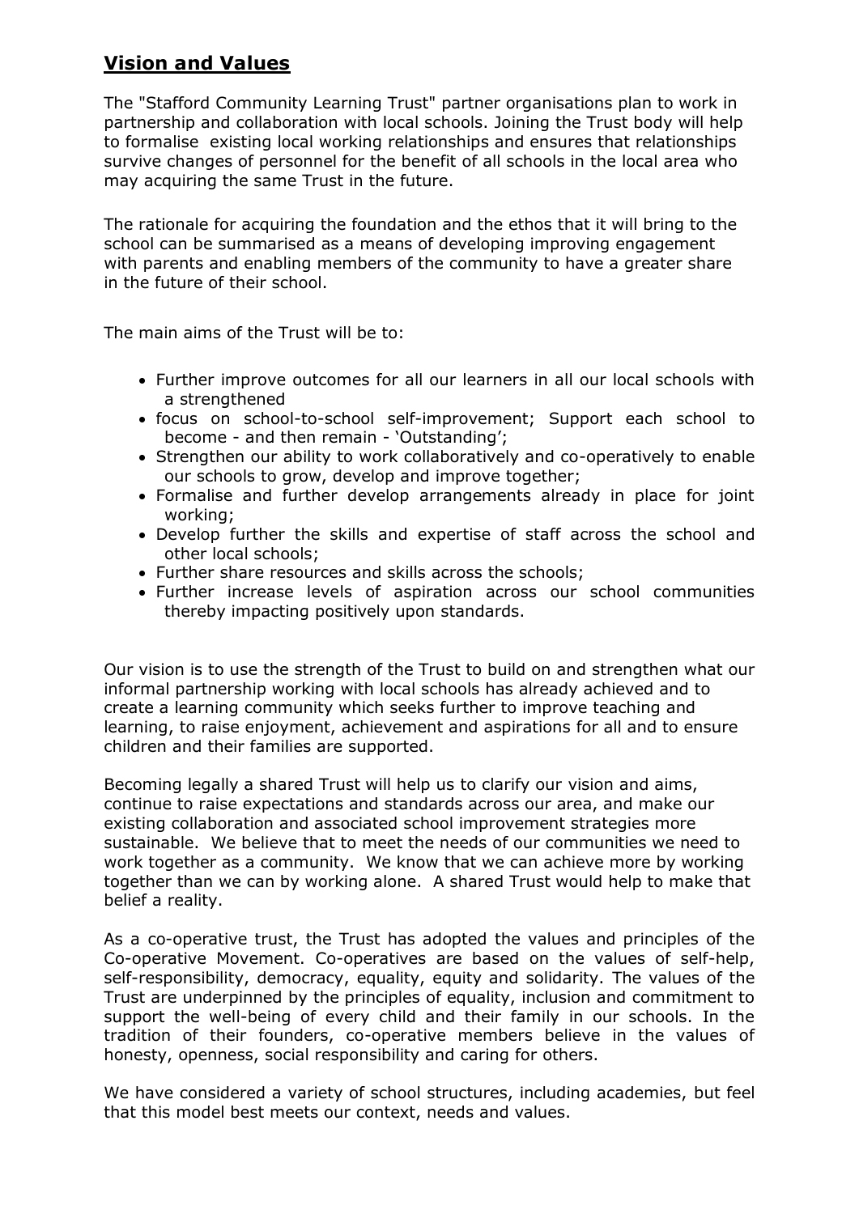## **Vision and Values**

The "Stafford Community Learning Trust" partner organisations plan to work in partnership and collaboration with local schools. Joining the Trust body will help to formalise existing local working relationships and ensures that relationships survive changes of personnel for the benefit of all schools in the local area who may acquiring the same Trust in the future.

The rationale for acquiring the foundation and the ethos that it will bring to the school can be summarised as a means of developing improving engagement with parents and enabling members of the community to have a greater share in the future of their school.

The main aims of the Trust will be to:

- Further improve outcomes for all our learners in all our local schools with a strengthened
- focus on school-to-school self-improvement; Support each school to become - and then remain - 'Outstanding';
- Strengthen our ability to work collaboratively and co-operatively to enable our schools to grow, develop and improve together;
- Formalise and further develop arrangements already in place for joint working;
- Develop further the skills and expertise of staff across the school and other local schools;
- Further share resources and skills across the schools;
- Further increase levels of aspiration across our school communities thereby impacting positively upon standards.

Our vision is to use the strength of the Trust to build on and strengthen what our informal partnership working with local schools has already achieved and to create a learning community which seeks further to improve teaching and learning, to raise enjoyment, achievement and aspirations for all and to ensure children and their families are supported.

Becoming legally a shared Trust will help us to clarify our vision and aims, continue to raise expectations and standards across our area, and make our existing collaboration and associated school improvement strategies more sustainable. We believe that to meet the needs of our communities we need to work together as a community. We know that we can achieve more by working together than we can by working alone. A shared Trust would help to make that belief a reality.

As a co-operative trust, the Trust has adopted the values and principles of the Co-operative Movement. Co-operatives are based on the values of self-help, self-responsibility, democracy, equality, equity and solidarity. The values of the Trust are underpinned by the principles of equality, inclusion and commitment to support the well-being of every child and their family in our schools. In the tradition of their founders, co-operative members believe in the values of honesty, openness, social responsibility and caring for others.

We have considered a variety of school structures, including academies, but feel that this model best meets our context, needs and values.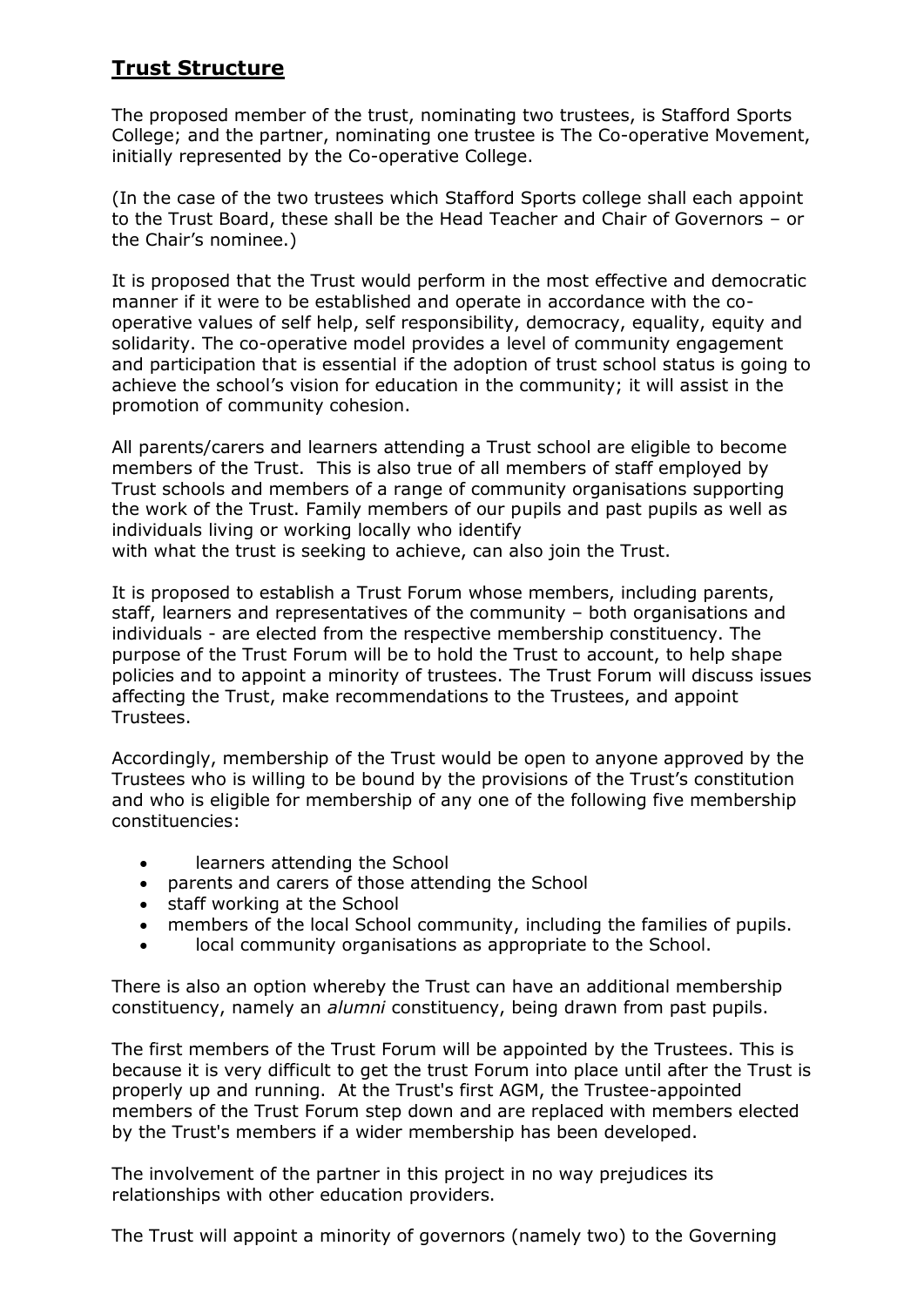## **Trust Structure**

The proposed member of the trust, nominating two trustees, is Stafford Sports College; and the partner, nominating one trustee is The Co-operative Movement, initially represented by the Co-operative College.

(In the case of the two trustees which Stafford Sports college shall each appoint to the Trust Board, these shall be the Head Teacher and Chair of Governors – or the Chair's nominee.)

It is proposed that the Trust would perform in the most effective and democratic manner if it were to be established and operate in accordance with the co-operative values of self help, self responsibility, democracy, equality, equity and solidarity. The co-operative model provides a level of community engagement and participation that is essential if the adoption of trust school status is going to achieve the school's vision for education in the community; it will assist in the promotion of community cohesion.

All parents/carers and learners attending a Trust school are eligible to become members of the Trust. This is also true of all members of staff employed by Trust schools and members of a range of community organisations supporting the work of the Trust. Family members of our pupils and past pupils as well as individuals living or working locally who identify with what the trust is seeking to achieve, can also join the Trust.

It is proposed to establish a Trust Forum whose members, including parents, staff, learners and representatives of the community – both organisations and individuals - are elected from the respective membership constituency. The purpose of the Trust Forum will be to hold the Trust to account, to help shape policies and to appoint a minority of trustees. The Trust Forum will discuss issues affecting the Trust, make recommendations to the Trustees, and appoint Trustees.

Accordingly, membership of the Trust would be open to anyone approved by the Trustees who is willing to be bound by the provisions of the Trust's constitution and who is eligible for membership of any one of the following five membership constituencies:

- learners attending the School
- parents and carers of those attending the School
- staff working at the School
- members of the local School community, including the families of pupils.
- local community organisations as appropriate to the School.

There is also an option whereby the Trust can have an additional membership constituency, namely an *alumni* constituency, being drawn from past pupils.

The first members of the Trust Forum will be appointed by the Trustees. This is because it is very difficult to get the trust Forum into place until after the Trust is properly up and running. At the Trust's first AGM, the Trustee-appointed members of the Trust Forum step down and are replaced with members elected by the Trust's members if a wider membership has been developed.

The involvement of the partner in this project in no way prejudices its relationships with other education providers.

The Trust will appoint a minority of governors (namely two) to the Governing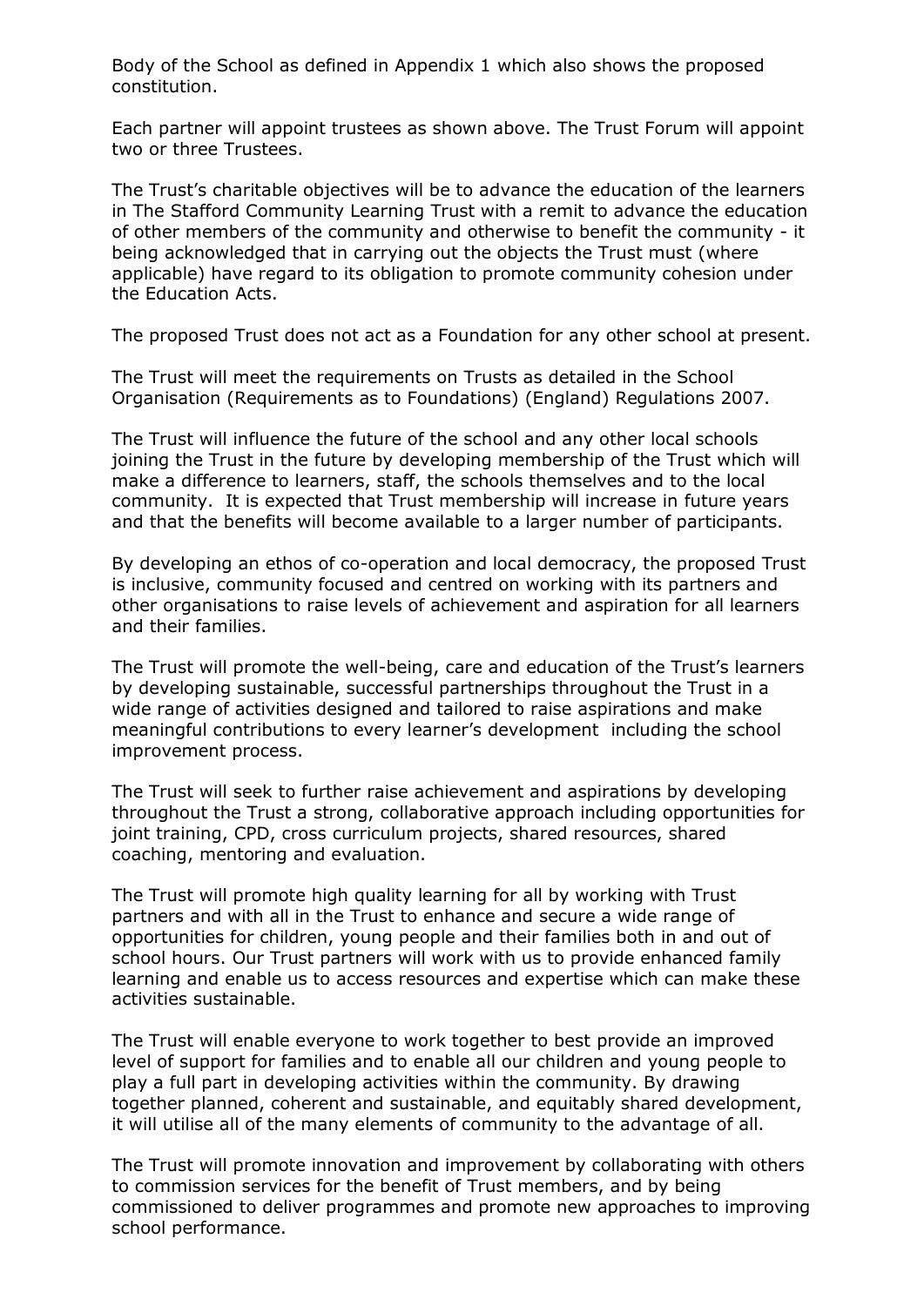Body of the School as defined in Appendix 1 which also shows the proposed constitution.

Each partner will appoint trustees as shown above. The Trust Forum will appoint two or three Trustees.

The Trust's charitable objectives will be to advance the education of the learners in The Stafford Community Learning Trust with a remit to advance the education of other members of the community and otherwise to benefit the community - it being acknowledged that in carrying out the objects the Trust must (where applicable) have regard to its obligation to promote community cohesion under the Education Acts.

The proposed Trust does not act as a Foundation for any other school at present.

The Trust will meet the requirements on Trusts as detailed in the School Organisation (Requirements as to Foundations) (England) Regulations 2007.

The Trust will influence the future of the school and any other local schools joining the Trust in the future by developing membership of the Trust which will make a difference to learners, staff, the schools themselves and to the local community. It is expected that Trust membership will increase in future years and that the benefits will become available to a larger number of participants.

By developing an ethos of co-operation and local democracy, the proposed Trust is inclusive, community focused and centred on working with its partners and other organisations to raise levels of achievement and aspiration for all learners and their families.

The Trust will promote the well-being, care and education of the Trust's learners by developing sustainable, successful partnerships throughout the Trust in a wide range of activities designed and tailored to raise aspirations and make meaningful contributions to every learner's development including the school improvement process.

The Trust will seek to further raise achievement and aspirations by developing throughout the Trust a strong, collaborative approach including opportunities for joint training, CPD, cross curriculum projects, shared resources, shared coaching, mentoring and evaluation.

The Trust will promote high quality learning for all by working with Trust partners and with all in the Trust to enhance and secure a wide range of opportunities for children, young people and their families both in and out of school hours. Our Trust partners will work with us to provide enhanced family learning and enable us to access resources and expertise which can make these activities sustainable.

The Trust will enable everyone to work together to best provide an improved level of support for families and to enable all our children and young people to play a full part in developing activities within the community. By drawing together planned, coherent and sustainable, and equitably shared development, it will utilise all of the many elements of community to the advantage of all.

The Trust will promote innovation and improvement by collaborating with others to commission services for the benefit of Trust members, and by being commissioned to deliver programmes and promote new approaches to improving school performance.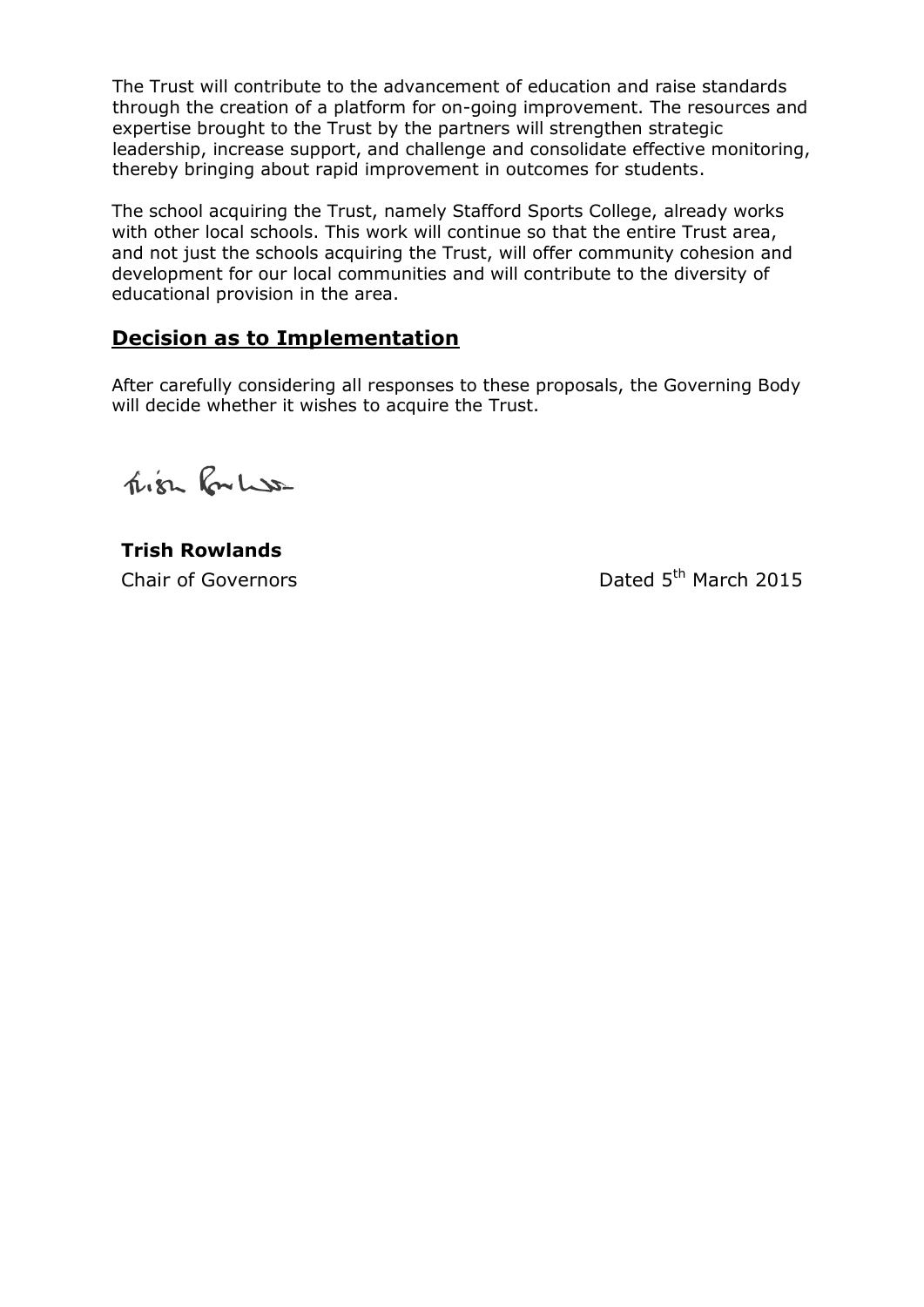The Trust will contribute to the advancement of education and raise standards through the creation of a platform for on-going improvement. The resources and expertise brought to the Trust by the partners will strengthen strategic leadership, increase support, and challenge and consolidate effective monitoring, thereby bringing about rapid improvement in outcomes for students.

The school acquiring the Trust, namely Stafford Sports College, already works with other local schools. This work will continue so that the entire Trust area, and not just the schools acquiring the Trust, will offer community cohesion and development for our local communities and will contribute to the diversity of educational provision in the area.

## Decision as to Implementation

After carefully considering all responses to these proposals, the Governing Body will decide whether it wishes to acquire the Trust.

**Trish Rowlands**
Chair of Governors

Dated 5th March 2015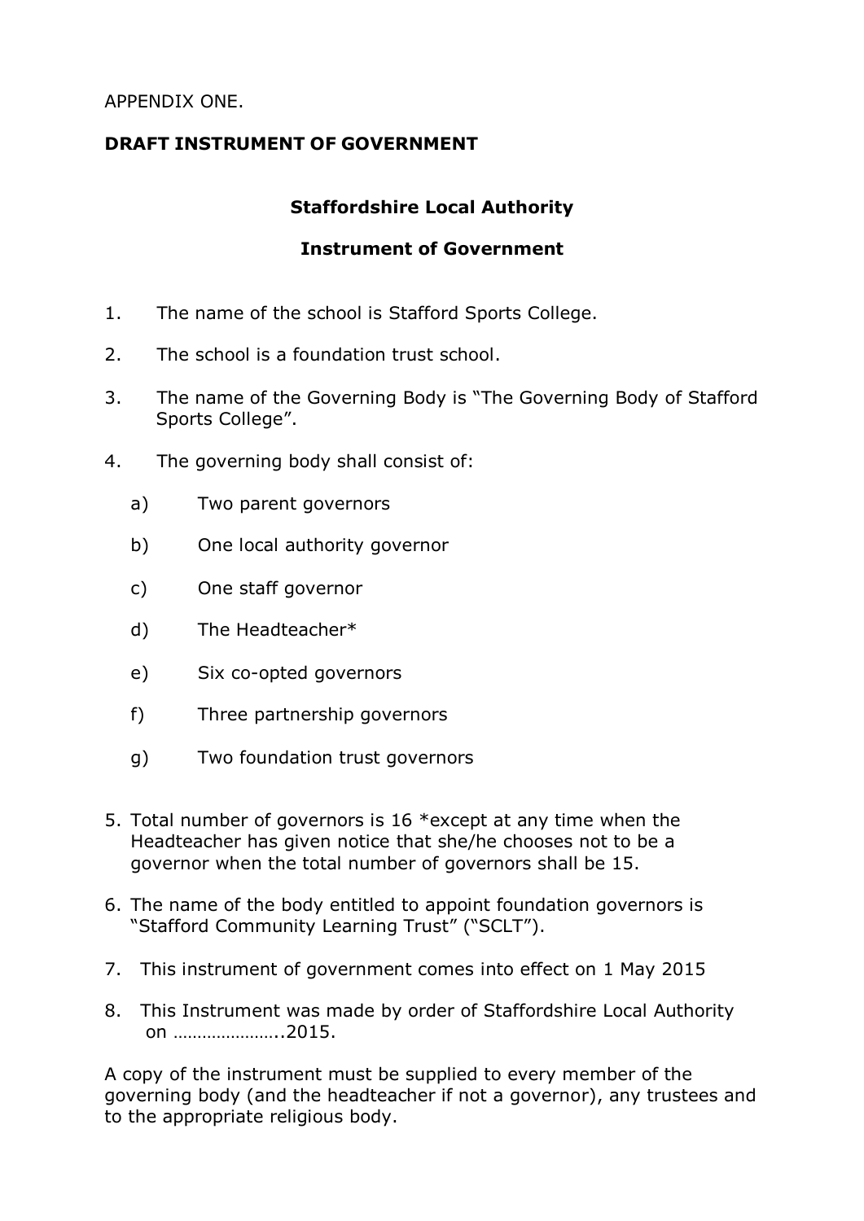APPENDIX ONE.

**DRAFT INSTRUMENT OF GOVERNMENT**

**Staffordshire Local Authority**

**Instrument of Government**

1. The name of the school is Stafford Sports College.

2. The school is a foundation trust school.

3. The name of the Governing Body is "The Governing Body of Stafford Sports College".

4. The governing body shall consist of:

   a) Two parent governors

   b) One local authority governor

   c) One staff governor

   d) The Headteacher*

   e) Six co-opted governors

   f) Three partnership governors

   g) Two foundation trust governors

5. Total number of governors is 16 *except at any time when the Headteacher has given notice that she/he chooses not to be a governor when the total number of governors shall be 15.

6. The name of the body entitled to appoint foundation governors is "Stafford Community Learning Trust" ("SCLT").

7. This instrument of government comes into effect on 1 May 2015

8. This Instrument was made by order of Staffordshire Local Authority on …………………..2015.

A copy of the instrument must be supplied to every member of the governing body (and the headteacher if not a governor), any trustees and to the appropriate religious body.